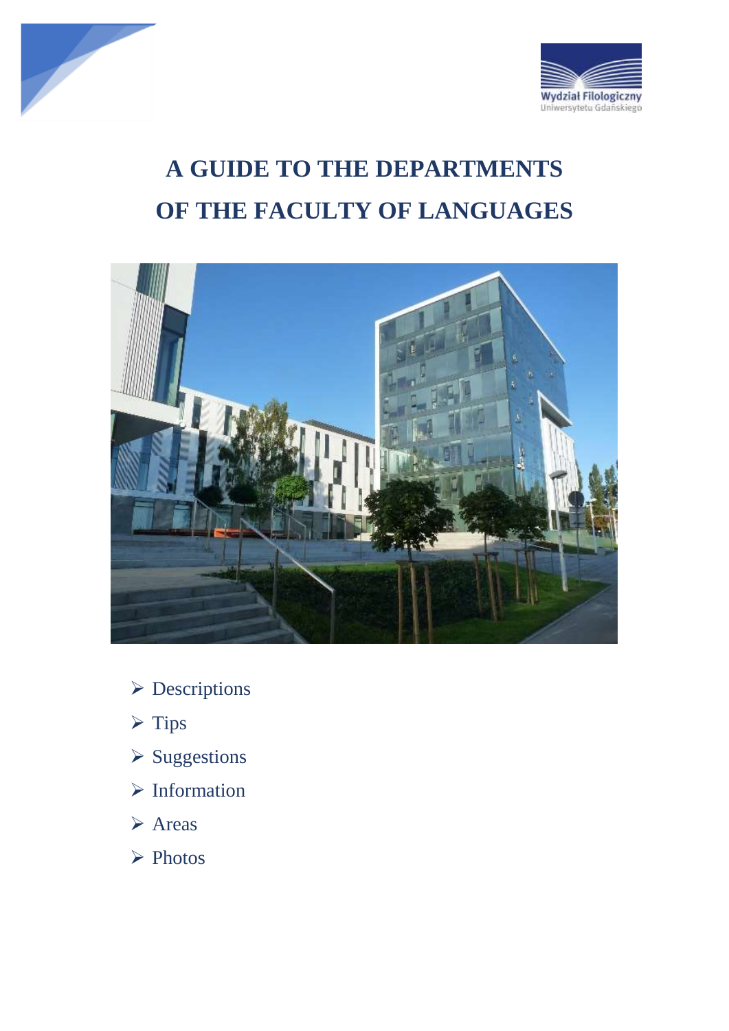Wydział Filologiczny
Uniwersytetu Gdańskiego

# A GUIDE TO THE DEPARTMENTS OF THE FACULTY OF LANGUAGES

- Descriptions
- Tips
- Suggestions
- Information
- Areas
- Photos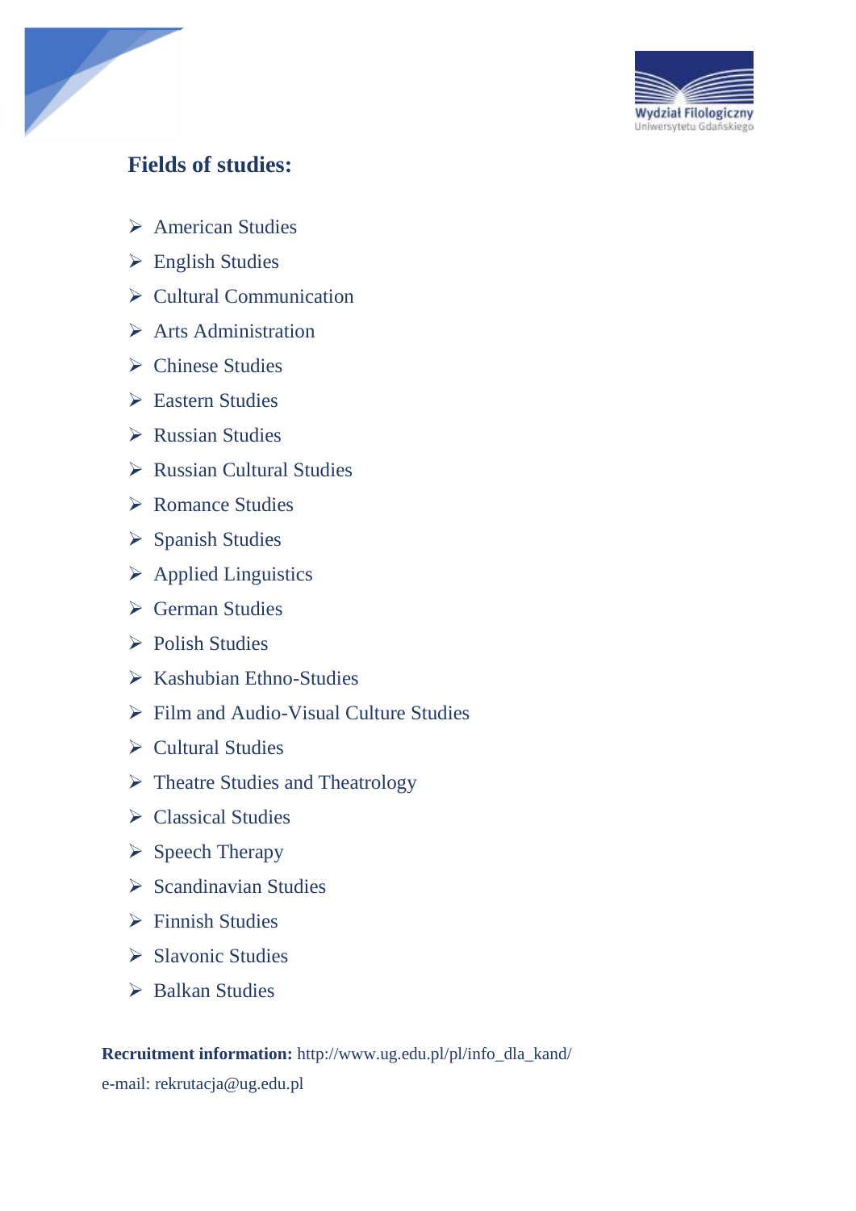## Fields of studies:

- American Studies
- English Studies
- Cultural Communication
- Arts Administration
- Chinese Studies
- Eastern Studies
- Russian Studies
- Russian Cultural Studies
- Romance Studies
- Spanish Studies
- Applied Linguistics
- German Studies
- Polish Studies
- Kashubian Ethno-Studies
- Film and Audio-Visual Culture Studies
- Cultural Studies
- Theatre Studies and Theatrology
- Classical Studies
- Speech Therapy
- Scandinavian Studies
- Finnish Studies
- Slavonic Studies
- Balkan Studies

**Recruitment information:** http://www.ug.edu.pl/pl/info_dla_kand/

e-mail: rekrutacja@ug.edu.pl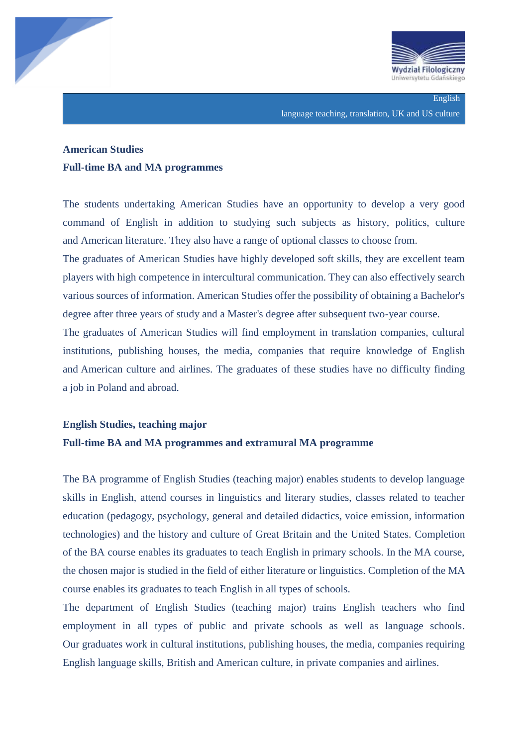## American Studies

**Full-time BA and MA programmes**

The students undertaking American Studies have an opportunity to develop a very good command of English in addition to studying such subjects as history, politics, culture and American literature. They also have a range of optional classes to choose from.

The graduates of American Studies have highly developed soft skills, they are excellent team players with high competence in intercultural communication. They can also effectively search various sources of information. American Studies offer the possibility of obtaining a Bachelor's degree after three years of study and a Master's degree after subsequent two-year course.

The graduates of American Studies will find employment in translation companies, cultural institutions, publishing houses, the media, companies that require knowledge of English and American culture and airlines. The graduates of these studies have no difficulty finding a job in Poland and abroad.

## English Studies, teaching major

**Full-time BA and MA programmes and extramural MA programme**

The BA programme of English Studies (teaching major) enables students to develop language skills in English, attend courses in linguistics and literary studies, classes related to teacher education (pedagogy, psychology, general and detailed didactics, voice emission, information technologies) and the history and culture of Great Britain and the United States. Completion of the BA course enables its graduates to teach English in primary schools. In the MA course, the chosen major is studied in the field of either literature or linguistics. Completion of the MA course enables its graduates to teach English in all types of schools.

The department of English Studies (teaching major) trains English teachers who find employment in all types of public and private schools as well as language schools. Our graduates work in cultural institutions, publishing houses, the media, companies requiring English language skills, British and American culture, in private companies and airlines.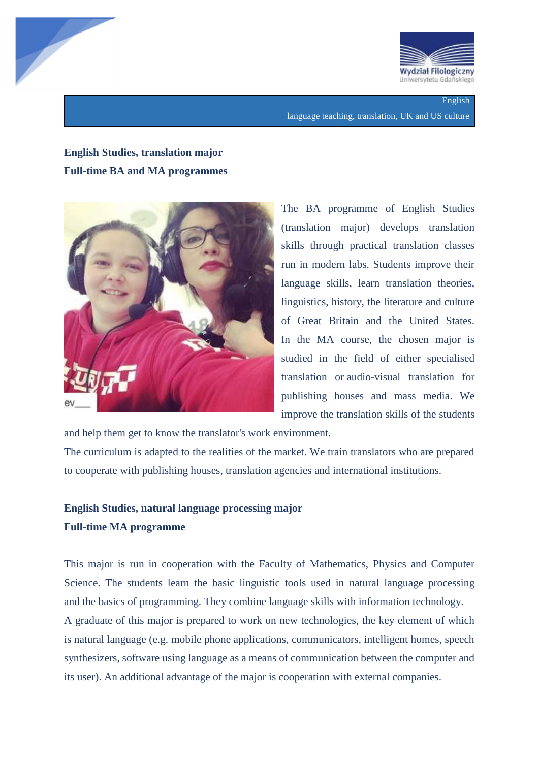English

language teaching, translation, UK and US culture

**English Studies, translation major**
**Full-time BA and MA programmes**

The BA programme of English Studies (translation major) develops translation skills through practical translation classes run in modern labs. Students improve their language skills, learn translation theories, linguistics, history, the literature and culture of Great Britain and the United States. In the MA course, the chosen major is studied in the field of either specialised translation or audio-visual translation for publishing houses and mass media. We improve the translation skills of the students and help them get to know the translator's work environment.

The curriculum is adapted to the realities of the market. We train translators who are prepared to cooperate with publishing houses, translation agencies and international institutions.

**English Studies, natural language processing major**
**Full-time MA programme**

This major is run in cooperation with the Faculty of Mathematics, Physics and Computer Science. The students learn the basic linguistic tools used in natural language processing and the basics of programming. They combine language skills with information technology.

A graduate of this major is prepared to work on new technologies, the key element of which is natural language (e.g. mobile phone applications, communicators, intelligent homes, speech synthesizers, software using language as a means of communication between the computer and its user). An additional advantage of the major is cooperation with external companies.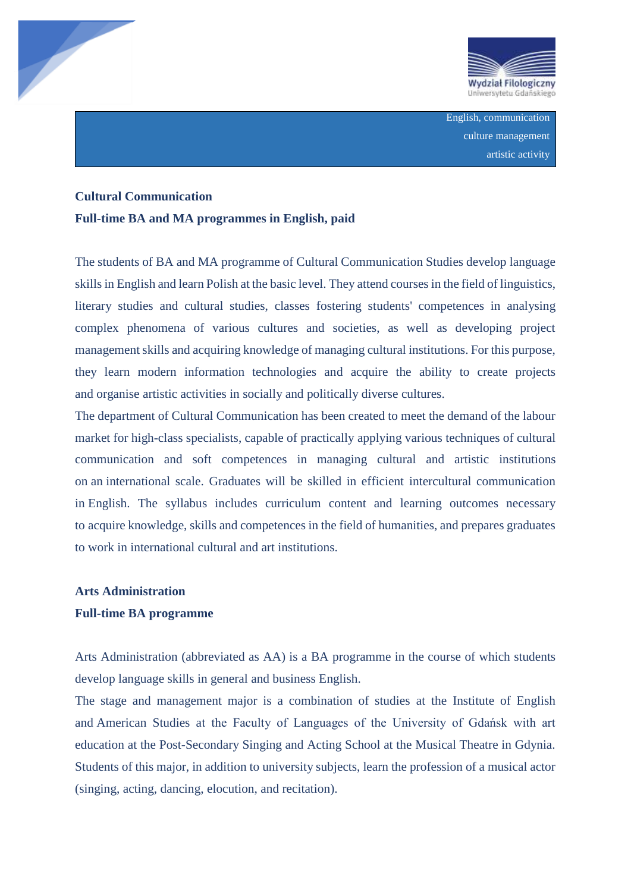English, communication
culture management
artistic activity

**Cultural Communication**

**Full-time BA and MA programmes in English, paid**

The students of BA and MA programme of Cultural Communication Studies develop language skills in English and learn Polish at the basic level. They attend courses in the field of linguistics, literary studies and cultural studies, classes fostering students' competences in analysing complex phenomena of various cultures and societies, as well as developing project management skills and acquiring knowledge of managing cultural institutions. For this purpose, they learn modern information technologies and acquire the ability to create projects and organise artistic activities in socially and politically diverse cultures.

The department of Cultural Communication has been created to meet the demand of the labour market for high-class specialists, capable of practically applying various techniques of cultural communication and soft competences in managing cultural and artistic institutions on an international scale. Graduates will be skilled in efficient intercultural communication in English. The syllabus includes curriculum content and learning outcomes necessary to acquire knowledge, skills and competences in the field of humanities, and prepares graduates to work in international cultural and art institutions.

**Arts Administration**

**Full-time BA programme**

Arts Administration (abbreviated as AA) is a BA programme in the course of which students develop language skills in general and business English.

The stage and management major is a combination of studies at the Institute of English and American Studies at the Faculty of Languages of the University of Gdańsk with art education at the Post-Secondary Singing and Acting School at the Musical Theatre in Gdynia. Students of this major, in addition to university subjects, learn the profession of a musical actor (singing, acting, dancing, elocution, and recitation).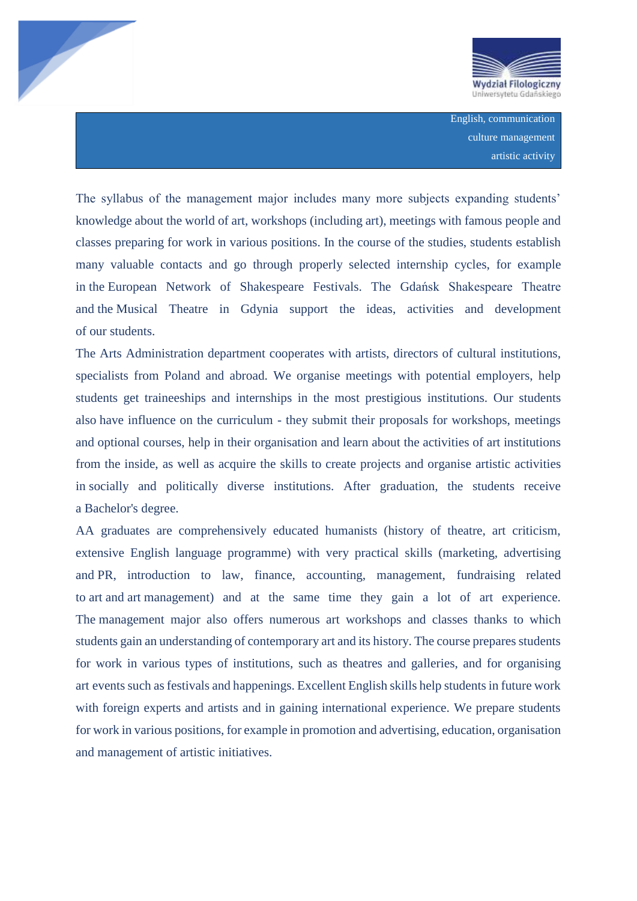English, communication
culture management
artistic activity

The syllabus of the management major includes many more subjects expanding students' knowledge about the world of art, workshops (including art), meetings with famous people and classes preparing for work in various positions. In the course of the studies, students establish many valuable contacts and go through properly selected internship cycles, for example in the European Network of Shakespeare Festivals. The Gdańsk Shakespeare Theatre and the Musical Theatre in Gdynia support the ideas, activities and development of our students.

The Arts Administration department cooperates with artists, directors of cultural institutions, specialists from Poland and abroad. We organise meetings with potential employers, help students get traineeships and internships in the most prestigious institutions. Our students also have influence on the curriculum - they submit their proposals for workshops, meetings and optional courses, help in their organisation and learn about the activities of art institutions from the inside, as well as acquire the skills to create projects and organise artistic activities in socially and politically diverse institutions. After graduation, the students receive a Bachelor's degree.

AA graduates are comprehensively educated humanists (history of theatre, art criticism, extensive English language programme) with very practical skills (marketing, advertising and PR, introduction to law, finance, accounting, management, fundraising related to art and art management) and at the same time they gain a lot of art experience. The management major also offers numerous art workshops and classes thanks to which students gain an understanding of contemporary art and its history. The course prepares students for work in various types of institutions, such as theatres and galleries, and for organising art events such as festivals and happenings. Excellent English skills help students in future work with foreign experts and artists and in gaining international experience. We prepare students for work in various positions, for example in promotion and advertising, education, organisation and management of artistic initiatives.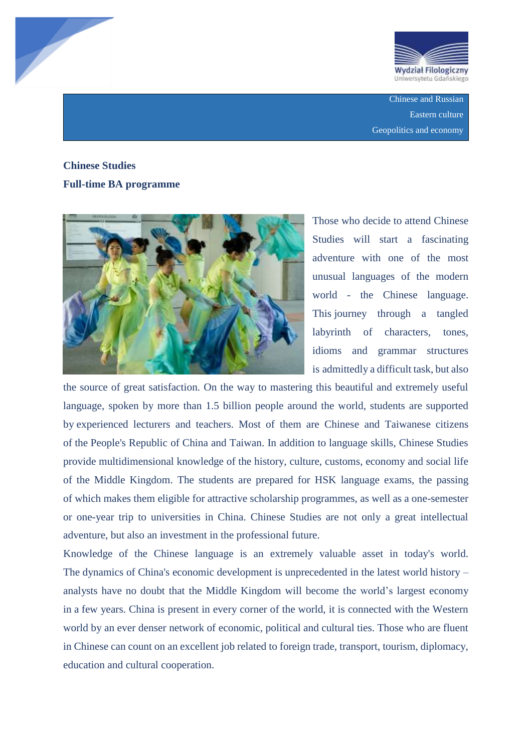Chinese and Russian

Eastern culture

Geopolitics and economy

**Chinese Studies**

**Full-time BA programme**

Those who decide to attend Chinese Studies will start a fascinating adventure with one of the most unusual languages of the modern world - the Chinese language. This journey through a tangled labyrinth of characters, tones, idioms and grammar structures is admittedly a difficult task, but also the source of great satisfaction. On the way to mastering this beautiful and extremely useful language, spoken by more than 1.5 billion people around the world, students are supported by experienced lecturers and teachers. Most of them are Chinese and Taiwanese citizens of the People's Republic of China and Taiwan. In addition to language skills, Chinese Studies provide multidimensional knowledge of the history, culture, customs, economy and social life of the Middle Kingdom. The students are prepared for HSK language exams, the passing of which makes them eligible for attractive scholarship programmes, as well as a one-semester or one-year trip to universities in China. Chinese Studies are not only a great intellectual adventure, but also an investment in the professional future.

Knowledge of the Chinese language is an extremely valuable asset in today's world. The dynamics of China's economic development is unprecedented in the latest world history – analysts have no doubt that the Middle Kingdom will become the world's largest economy in a few years. China is present in every corner of the world, it is connected with the Western world by an ever denser network of economic, political and cultural ties. Those who are fluent in Chinese can count on an excellent job related to foreign trade, transport, tourism, diplomacy, education and cultural cooperation.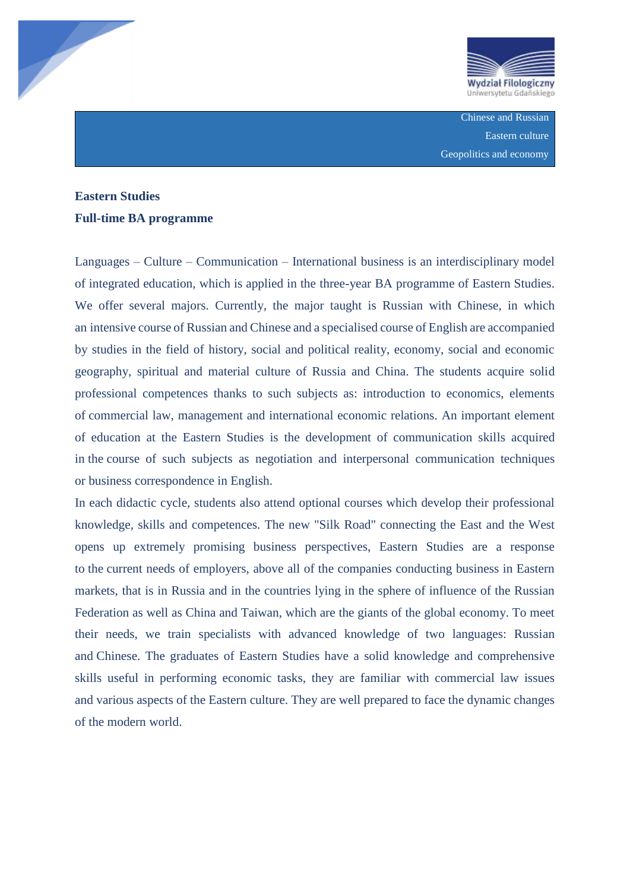Chinese and Russian
Eastern culture
Geopolitics and economy

**Eastern Studies**
**Full-time BA programme**

Languages – Culture – Communication – International business is an interdisciplinary model of integrated education, which is applied in the three-year BA programme of Eastern Studies. We offer several majors. Currently, the major taught is Russian with Chinese, in which an intensive course of Russian and Chinese and a specialised course of English are accompanied by studies in the field of history, social and political reality, economy, social and economic geography, spiritual and material culture of Russia and China. The students acquire solid professional competences thanks to such subjects as: introduction to economics, elements of commercial law, management and international economic relations. An important element of education at the Eastern Studies is the development of communication skills acquired in the course of such subjects as negotiation and interpersonal communication techniques or business correspondence in English.

In each didactic cycle, students also attend optional courses which develop their professional knowledge, skills and competences. The new "Silk Road" connecting the East and the West opens up extremely promising business perspectives, Eastern Studies are a response to the current needs of employers, above all of the companies conducting business in Eastern markets, that is in Russia and in the countries lying in the sphere of influence of the Russian Federation as well as China and Taiwan, which are the giants of the global economy. To meet their needs, we train specialists with advanced knowledge of two languages: Russian and Chinese. The graduates of Eastern Studies have a solid knowledge and comprehensive skills useful in performing economic tasks, they are familiar with commercial law issues and various aspects of the Eastern culture. They are well prepared to face the dynamic changes of the modern world.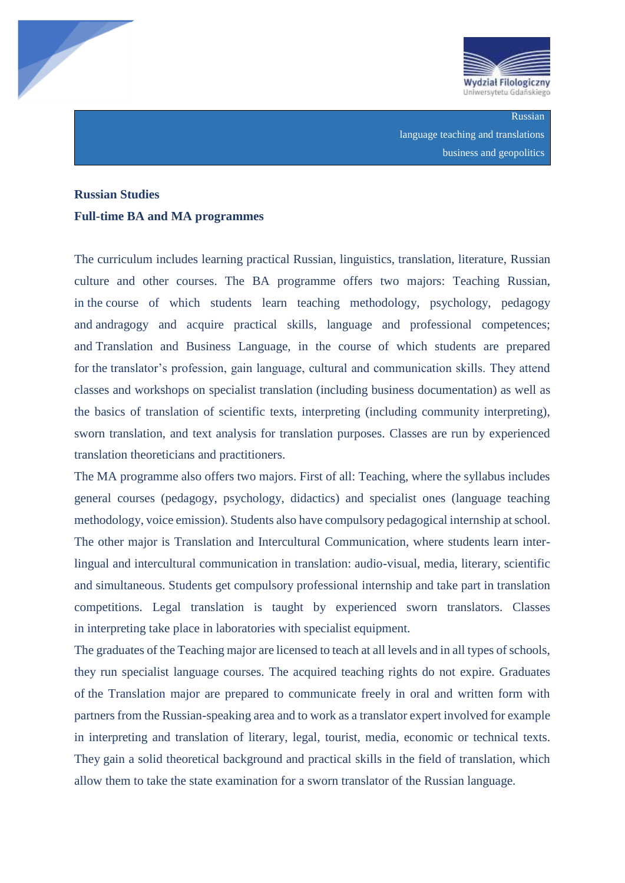Russian
language teaching and translations
business and geopolitics

**Russian Studies**

**Full-time BA and MA programmes**

The curriculum includes learning practical Russian, linguistics, translation, literature, Russian culture and other courses. The BA programme offers two majors: Teaching Russian, in the course of which students learn teaching methodology, psychology, pedagogy and andragogy and acquire practical skills, language and professional competences; and Translation and Business Language, in the course of which students are prepared for the translator's profession, gain language, cultural and communication skills. They attend classes and workshops on specialist translation (including business documentation) as well as the basics of translation of scientific texts, interpreting (including community interpreting), sworn translation, and text analysis for translation purposes. Classes are run by experienced translation theoreticians and practitioners.

The MA programme also offers two majors. First of all: Teaching, where the syllabus includes general courses (pedagogy, psychology, didactics) and specialist ones (language teaching methodology, voice emission). Students also have compulsory pedagogical internship at school. The other major is Translation and Intercultural Communication, where students learn inter-lingual and intercultural communication in translation: audio-visual, media, literary, scientific and simultaneous. Students get compulsory professional internship and take part in translation competitions. Legal translation is taught by experienced sworn translators. Classes in interpreting take place in laboratories with specialist equipment.

The graduates of the Teaching major are licensed to teach at all levels and in all types of schools, they run specialist language courses. The acquired teaching rights do not expire. Graduates of the Translation major are prepared to communicate freely in oral and written form with partners from the Russian-speaking area and to work as a translator expert involved for example in interpreting and translation of literary, legal, tourist, media, economic or technical texts. They gain a solid theoretical background and practical skills in the field of translation, which allow them to take the state examination for a sworn translator of the Russian language.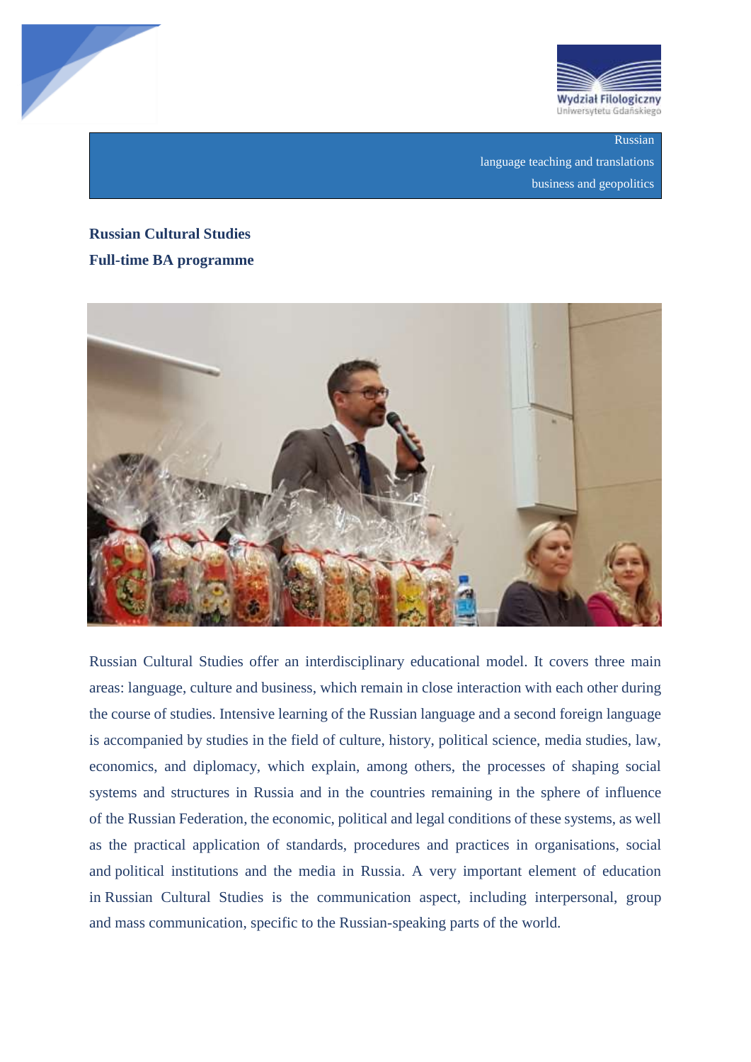Russian
language teaching and translations
business and geopolitics

**Russian Cultural Studies**

**Full-time BA programme**

Russian Cultural Studies offer an interdisciplinary educational model. It covers three main areas: language, culture and business, which remain in close interaction with each other during the course of studies. Intensive learning of the Russian language and a second foreign language is accompanied by studies in the field of culture, history, political science, media studies, law, economics, and diplomacy, which explain, among others, the processes of shaping social systems and structures in Russia and in the countries remaining in the sphere of influence of the Russian Federation, the economic, political and legal conditions of these systems, as well as the practical application of standards, procedures and practices in organisations, social and political institutions and the media in Russia. A very important element of education in Russian Cultural Studies is the communication aspect, including interpersonal, group and mass communication, specific to the Russian-speaking parts of the world.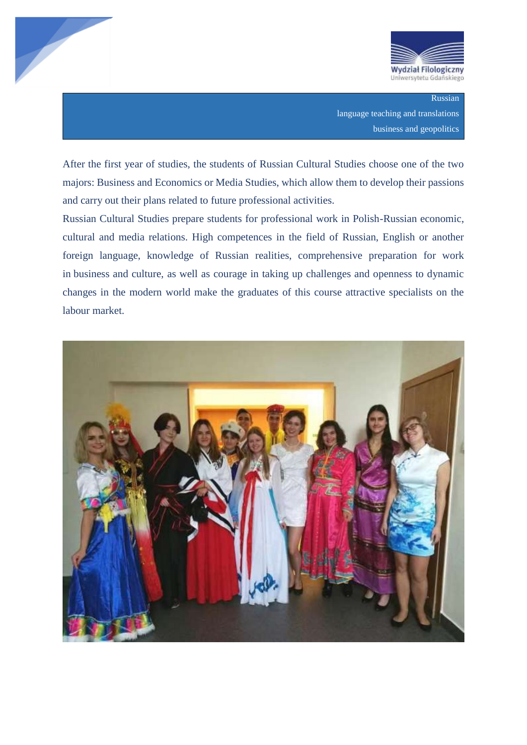Russian
language teaching and translations
business and geopolitics

After the first year of studies, the students of Russian Cultural Studies choose one of the two majors: Business and Economics or Media Studies, which allow them to develop their passions and carry out their plans related to future professional activities.

Russian Cultural Studies prepare students for professional work in Polish-Russian economic, cultural and media relations. High competences in the field of Russian, English or another foreign language, knowledge of Russian realities, comprehensive preparation for work in business and culture, as well as courage in taking up challenges and openness to dynamic changes in the modern world make the graduates of this course attractive specialists on the labour market.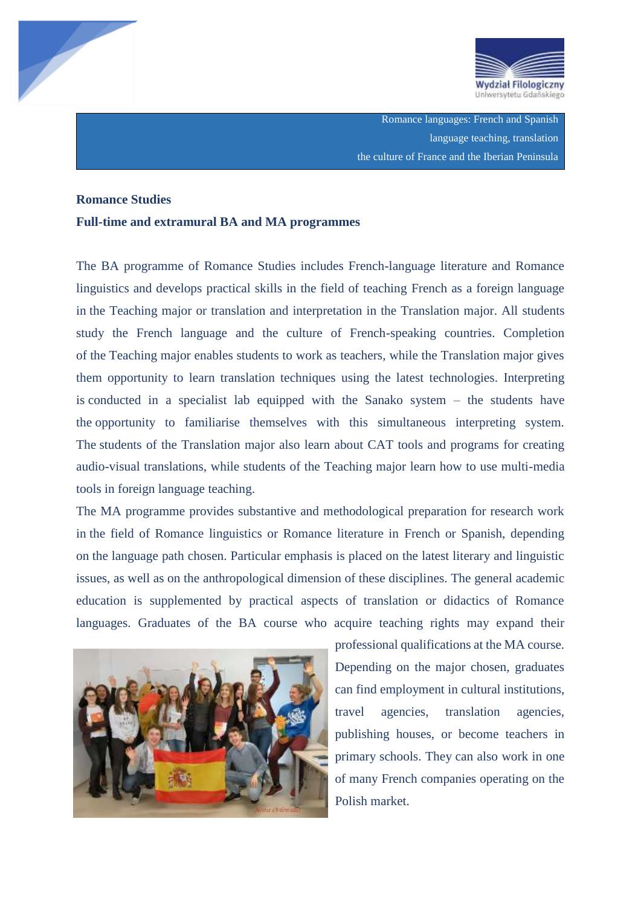Romance languages: French and Spanish
language teaching, translation
the culture of France and the Iberian Peninsula

## Romance Studies

## Full-time and extramural BA and MA programmes

The BA programme of Romance Studies includes French-language literature and Romance linguistics and develops practical skills in the field of teaching French as a foreign language in the Teaching major or translation and interpretation in the Translation major. All students study the French language and the culture of French-speaking countries. Completion of the Teaching major enables students to work as teachers, while the Translation major gives them opportunity to learn translation techniques using the latest technologies. Interpreting is conducted in a specialist lab equipped with the Sanako system – the students have the opportunity to familiarise themselves with this simultaneous interpreting system. The students of the Translation major also learn about CAT tools and programs for creating audio-visual translations, while students of the Teaching major learn how to use multi-media tools in foreign language teaching.

The MA programme provides substantive and methodological preparation for research work in the field of Romance linguistics or Romance literature in French or Spanish, depending on the language path chosen. Particular emphasis is placed on the latest literary and linguistic issues, as well as on the anthropological dimension of these disciplines. The general academic education is supplemented by practical aspects of translation or didactics of Romance languages. Graduates of the BA course who acquire teaching rights may expand their professional qualifications at the MA course. Depending on the major chosen, graduates can find employment in cultural institutions, travel agencies, translation agencies, publishing houses, or become teachers in primary schools. They can also work in one of many French companies operating on the Polish market.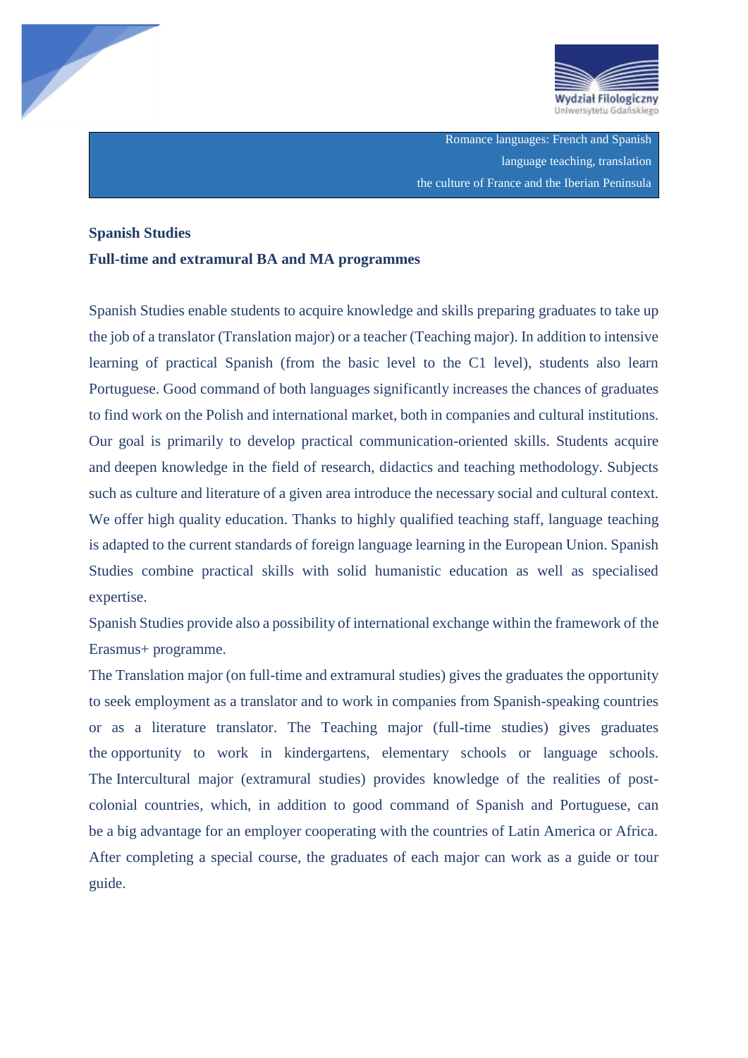Romance languages: French and Spanish
language teaching, translation
the culture of France and the Iberian Peninsula

**Spanish Studies**

**Full-time and extramural BA and MA programmes**

Spanish Studies enable students to acquire knowledge and skills preparing graduates to take up the job of a translator (Translation major) or a teacher (Teaching major). In addition to intensive learning of practical Spanish (from the basic level to the C1 level), students also learn Portuguese. Good command of both languages significantly increases the chances of graduates to find work on the Polish and international market, both in companies and cultural institutions. Our goal is primarily to develop practical communication-oriented skills. Students acquire and deepen knowledge in the field of research, didactics and teaching methodology. Subjects such as culture and literature of a given area introduce the necessary social and cultural context. We offer high quality education. Thanks to highly qualified teaching staff, language teaching is adapted to the current standards of foreign language learning in the European Union. Spanish Studies combine practical skills with solid humanistic education as well as specialised expertise.

Spanish Studies provide also a possibility of international exchange within the framework of the Erasmus+ programme.

The Translation major (on full-time and extramural studies) gives the graduates the opportunity to seek employment as a translator and to work in companies from Spanish-speaking countries or as a literature translator. The Teaching major (full-time studies) gives graduates the opportunity to work in kindergartens, elementary schools or language schools. The Intercultural major (extramural studies) provides knowledge of the realities of post-colonial countries, which, in addition to good command of Spanish and Portuguese, can be a big advantage for an employer cooperating with the countries of Latin America or Africa. After completing a special course, the graduates of each major can work as a guide or tour guide.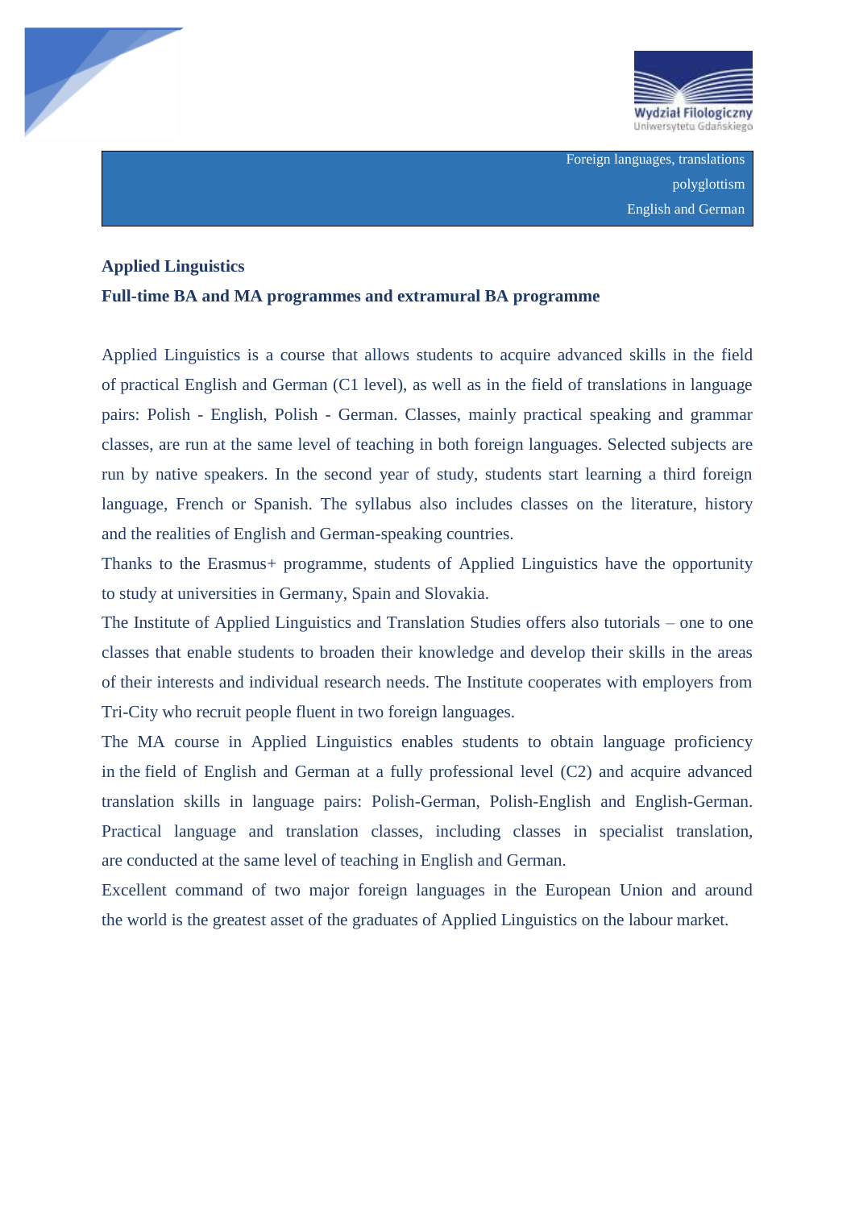Foreign languages, translations
polyglottism
English and German

**Applied Linguistics**

**Full-time BA and MA programmes and extramural BA programme**

Applied Linguistics is a course that allows students to acquire advanced skills in the field of practical English and German (C1 level), as well as in the field of translations in language pairs: Polish - English, Polish - German. Classes, mainly practical speaking and grammar classes, are run at the same level of teaching in both foreign languages. Selected subjects are run by native speakers. In the second year of study, students start learning a third foreign language, French or Spanish. The syllabus also includes classes on the literature, history and the realities of English and German-speaking countries.

Thanks to the Erasmus+ programme, students of Applied Linguistics have the opportunity to study at universities in Germany, Spain and Slovakia.

The Institute of Applied Linguistics and Translation Studies offers also tutorials – one to one classes that enable students to broaden their knowledge and develop their skills in the areas of their interests and individual research needs. The Institute cooperates with employers from Tri-City who recruit people fluent in two foreign languages.

The MA course in Applied Linguistics enables students to obtain language proficiency in the field of English and German at a fully professional level (C2) and acquire advanced translation skills in language pairs: Polish-German, Polish-English and English-German. Practical language and translation classes, including classes in specialist translation, are conducted at the same level of teaching in English and German.

Excellent command of two major foreign languages in the European Union and around the world is the greatest asset of the graduates of Applied Linguistics on the labour market.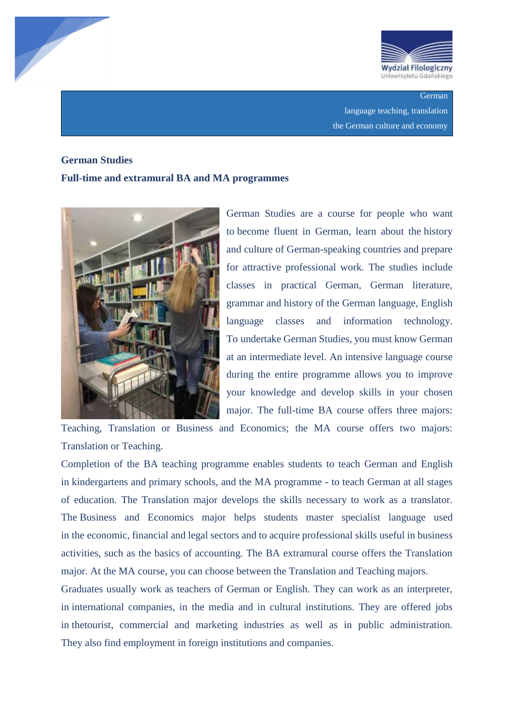German
language teaching, translation
the German culture and economy

**German Studies**

**Full-time and extramural BA and MA programmes**

German Studies are a course for people who want to become fluent in German, learn about the history and culture of German-speaking countries and prepare for attractive professional work. The studies include classes in practical German, German literature, grammar and history of the German language, English language classes and information technology. To undertake German Studies, you must know German at an intermediate level. An intensive language course during the entire programme allows you to improve your knowledge and develop skills in your chosen major. The full-time BA course offers three majors: Teaching, Translation or Business and Economics; the MA course offers two majors: Translation or Teaching.

Completion of the BA teaching programme enables students to teach German and English in kindergartens and primary schools, and the MA programme - to teach German at all stages of education. The Translation major develops the skills necessary to work as a translator. The Business and Economics major helps students master specialist language used in the economic, financial and legal sectors and to acquire professional skills useful in business activities, such as the basics of accounting. The BA extramural course offers the Translation major. At the MA course, you can choose between the Translation and Teaching majors.

Graduates usually work as teachers of German or English. They can work as an interpreter, in international companies, in the media and in cultural institutions. They are offered jobs in thetourist, commercial and marketing industries as well as in public administration. They also find employment in foreign institutions and companies.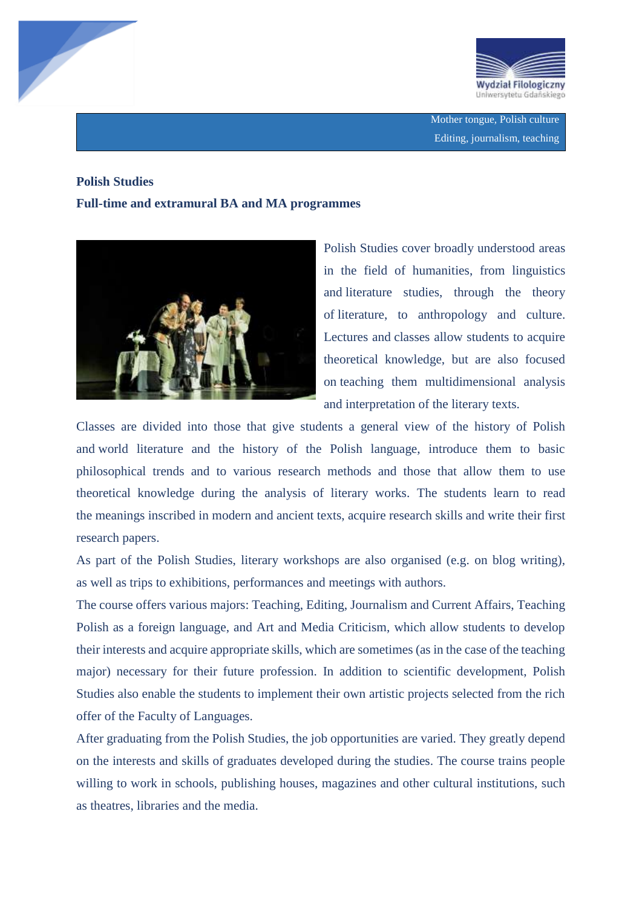Mother tongue, Polish culture
Editing, journalism, teaching

## Polish Studies

### Full-time and extramural BA and MA programmes

Polish Studies cover broadly understood areas in the field of humanities, from linguistics and literature studies, through the theory of literature, to anthropology and culture. Lectures and classes allow students to acquire theoretical knowledge, but are also focused on teaching them multidimensional analysis and interpretation of the literary texts.

Classes are divided into those that give students a general view of the history of Polish and world literature and the history of the Polish language, introduce them to basic philosophical trends and to various research methods and those that allow them to use theoretical knowledge during the analysis of literary works. The students learn to read the meanings inscribed in modern and ancient texts, acquire research skills and write their first research papers.

As part of the Polish Studies, literary workshops are also organised (e.g. on blog writing), as well as trips to exhibitions, performances and meetings with authors.

The course offers various majors: Teaching, Editing, Journalism and Current Affairs, Teaching Polish as a foreign language, and Art and Media Criticism, which allow students to develop their interests and acquire appropriate skills, which are sometimes (as in the case of the teaching major) necessary for their future profession. In addition to scientific development, Polish Studies also enable the students to implement their own artistic projects selected from the rich offer of the Faculty of Languages.

After graduating from the Polish Studies, the job opportunities are varied. They greatly depend on the interests and skills of graduates developed during the studies. The course trains people willing to work in schools, publishing houses, magazines and other cultural institutions, such as theatres, libraries and the media.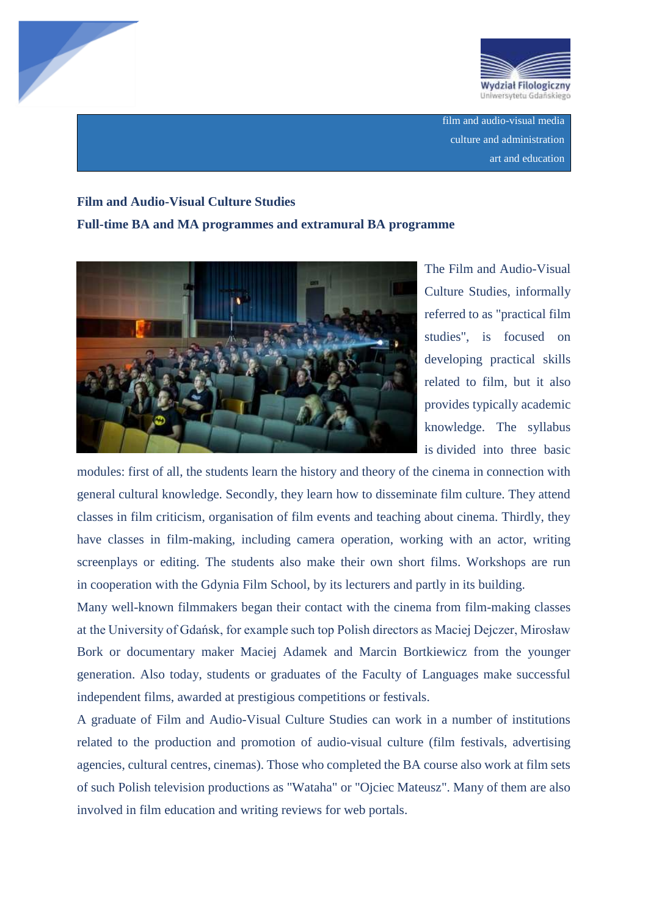film and audio-visual media
culture and administration
art and education

**Film and Audio-Visual Culture Studies**

**Full-time BA and MA programmes and extramural BA programme**

The Film and Audio-Visual Culture Studies, informally referred to as "practical film studies", is focused on developing practical skills related to film, but it also provides typically academic knowledge. The syllabus is divided into three basic modules: first of all, the students learn the history and theory of the cinema in connection with general cultural knowledge. Secondly, they learn how to disseminate film culture. They attend classes in film criticism, organisation of film events and teaching about cinema. Thirdly, they have classes in film-making, including camera operation, working with an actor, writing screenplays or editing. The students also make their own short films. Workshops are run in cooperation with the Gdynia Film School, by its lecturers and partly in its building.

Many well-known filmmakers began their contact with the cinema from film-making classes at the University of Gdańsk, for example such top Polish directors as Maciej Dejczer, Mirosław Bork or documentary maker Maciej Adamek and Marcin Bortkiewicz from the younger generation. Also today, students or graduates of the Faculty of Languages make successful independent films, awarded at prestigious competitions or festivals.

A graduate of Film and Audio-Visual Culture Studies can work in a number of institutions related to the production and promotion of audio-visual culture (film festivals, advertising agencies, cultural centres, cinemas). Those who completed the BA course also work at film sets of such Polish television productions as "Wataha" or "Ojciec Mateusz". Many of them are also involved in film education and writing reviews for web portals.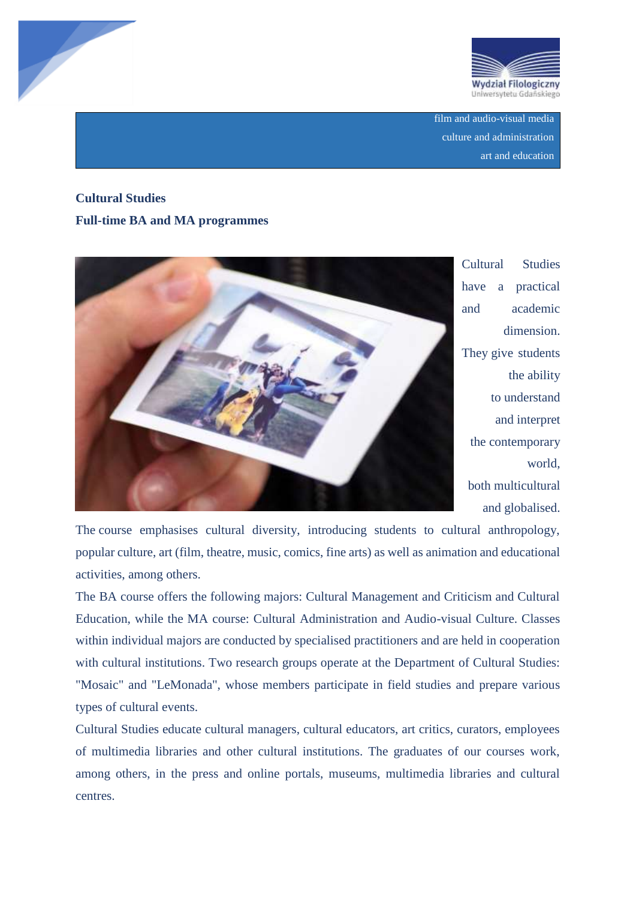film and audio-visual media
culture and administration
art and education

**Cultural Studies**

**Full-time BA and MA programmes**

Cultural Studies have a practical and academic dimension. They give students the ability to understand and interpret the contemporary world, both multicultural and globalised. The course emphasises cultural diversity, introducing students to cultural anthropology, popular culture, art (film, theatre, music, comics, fine arts) as well as animation and educational activities, among others.

The BA course offers the following majors: Cultural Management and Criticism and Cultural Education, while the MA course: Cultural Administration and Audio-visual Culture. Classes within individual majors are conducted by specialised practitioners and are held in cooperation with cultural institutions. Two research groups operate at the Department of Cultural Studies: "Mosaic" and "LeMonada", whose members participate in field studies and prepare various types of cultural events.

Cultural Studies educate cultural managers, cultural educators, art critics, curators, employees of multimedia libraries and other cultural institutions. The graduates of our courses work, among others, in the press and online portals, museums, multimedia libraries and cultural centres.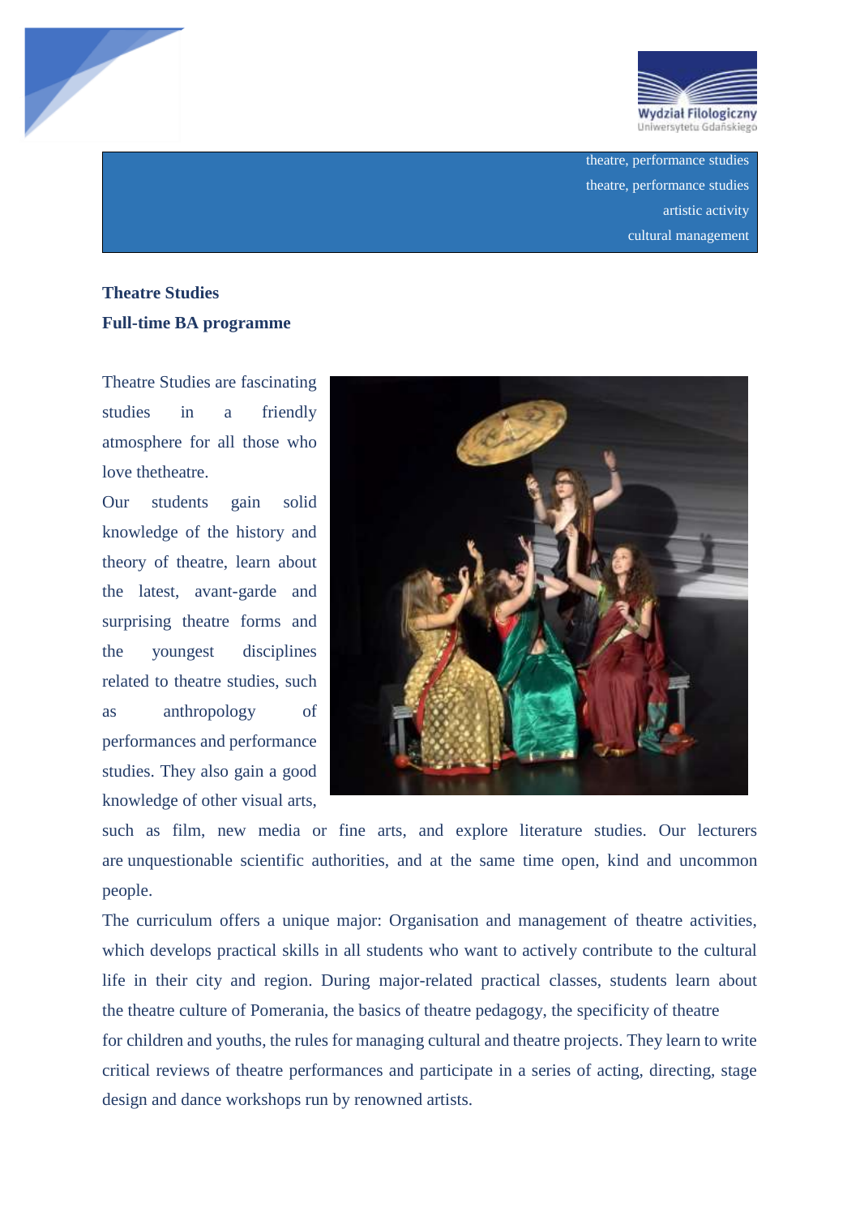theatre, performance studies
theatre, performance studies
artistic activity
cultural management

**Theatre Studies**

**Full-time BA programme**

Theatre Studies are fascinating studies in a friendly atmosphere for all those who love thetheatre.

Our students gain solid knowledge of the history and theory of theatre, learn about the latest, avant-garde and surprising theatre forms and the youngest disciplines related to theatre studies, such as anthropology of performances and performance studies. They also gain a good knowledge of other visual arts, such as film, new media or fine arts, and explore literature studies. Our lecturers are unquestionable scientific authorities, and at the same time open, kind and uncommon people.

The curriculum offers a unique major: Organisation and management of theatre activities, which develops practical skills in all students who want to actively contribute to the cultural life in their city and region. During major-related practical classes, students learn about the theatre culture of Pomerania, the basics of theatre pedagogy, the specificity of theatre for children and youths, the rules for managing cultural and theatre projects. They learn to write critical reviews of theatre performances and participate in a series of acting, directing, stage design and dance workshops run by renowned artists.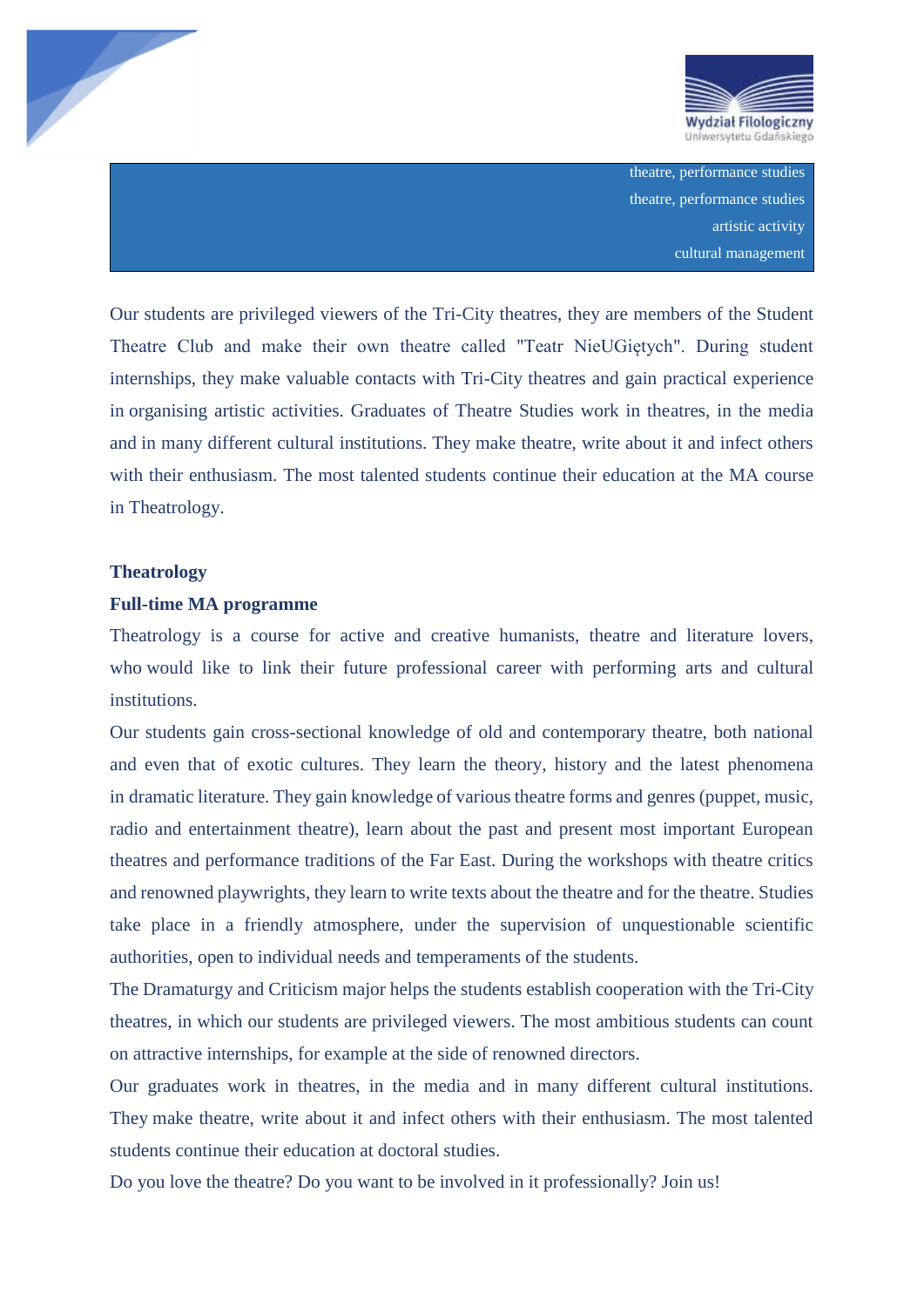theatre, performance studies
theatre, performance studies
artistic activity
cultural management

Our students are privileged viewers of the Tri-City theatres, they are members of the Student Theatre Club and make their own theatre called "Teatr NieUGiętych". During student internships, they make valuable contacts with Tri-City theatres and gain practical experience in organising artistic activities. Graduates of Theatre Studies work in theatres, in the media and in many different cultural institutions. They make theatre, write about it and infect others with their enthusiasm. The most talented students continue their education at the MA course in Theatrology.

**Theatrology**

**Full-time MA programme**

Theatrology is a course for active and creative humanists, theatre and literature lovers, who would like to link their future professional career with performing arts and cultural institutions.

Our students gain cross-sectional knowledge of old and contemporary theatre, both national and even that of exotic cultures. They learn the theory, history and the latest phenomena in dramatic literature. They gain knowledge of various theatre forms and genres (puppet, music, radio and entertainment theatre), learn about the past and present most important European theatres and performance traditions of the Far East. During the workshops with theatre critics and renowned playwrights, they learn to write texts about the theatre and for the theatre. Studies take place in a friendly atmosphere, under the supervision of unquestionable scientific authorities, open to individual needs and temperaments of the students.

The Dramaturgy and Criticism major helps the students establish cooperation with the Tri-City theatres, in which our students are privileged viewers. The most ambitious students can count on attractive internships, for example at the side of renowned directors.

Our graduates work in theatres, in the media and in many different cultural institutions. They make theatre, write about it and infect others with their enthusiasm. The most talented students continue their education at doctoral studies.

Do you love the theatre? Do you want to be involved in it professionally? Join us!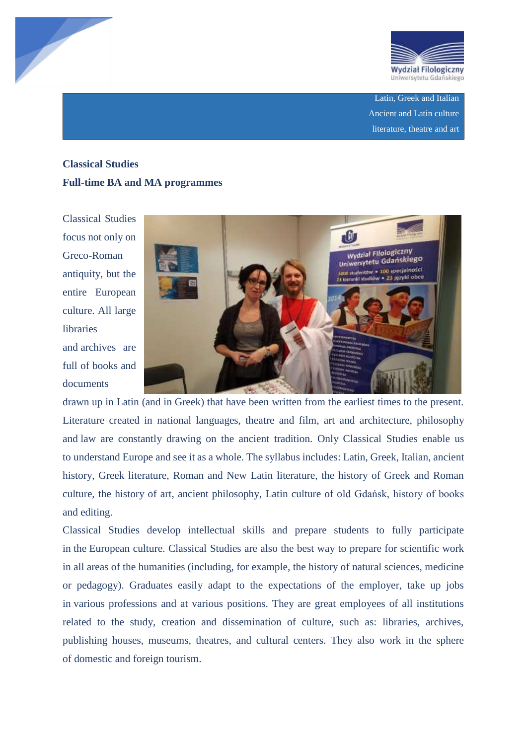Latin, Greek and Italian
Ancient and Latin culture
literature, theatre and art

**Classical Studies**
**Full-time BA and MA programmes**

Classical Studies focus not only on Greco-Roman antiquity, but the entire European culture. All large libraries and archives are full of books and documents drawn up in Latin (and in Greek) that have been written from the earliest times to the present. Literature created in national languages, theatre and film, art and architecture, philosophy and law are constantly drawing on the ancient tradition. Only Classical Studies enable us to understand Europe and see it as a whole. The syllabus includes: Latin, Greek, Italian, ancient history, Greek literature, Roman and New Latin literature, the history of Greek and Roman culture, the history of art, ancient philosophy, Latin culture of old Gdańsk, history of books and editing.

Classical Studies develop intellectual skills and prepare students to fully participate in the European culture. Classical Studies are also the best way to prepare for scientific work in all areas of the humanities (including, for example, the history of natural sciences, medicine or pedagogy). Graduates easily adapt to the expectations of the employer, take up jobs in various professions and at various positions. They are great employees of all institutions related to the study, creation and dissemination of culture, such as: libraries, archives, publishing houses, museums, theatres, and cultural centers. They also work in the sphere of domestic and foreign tourism.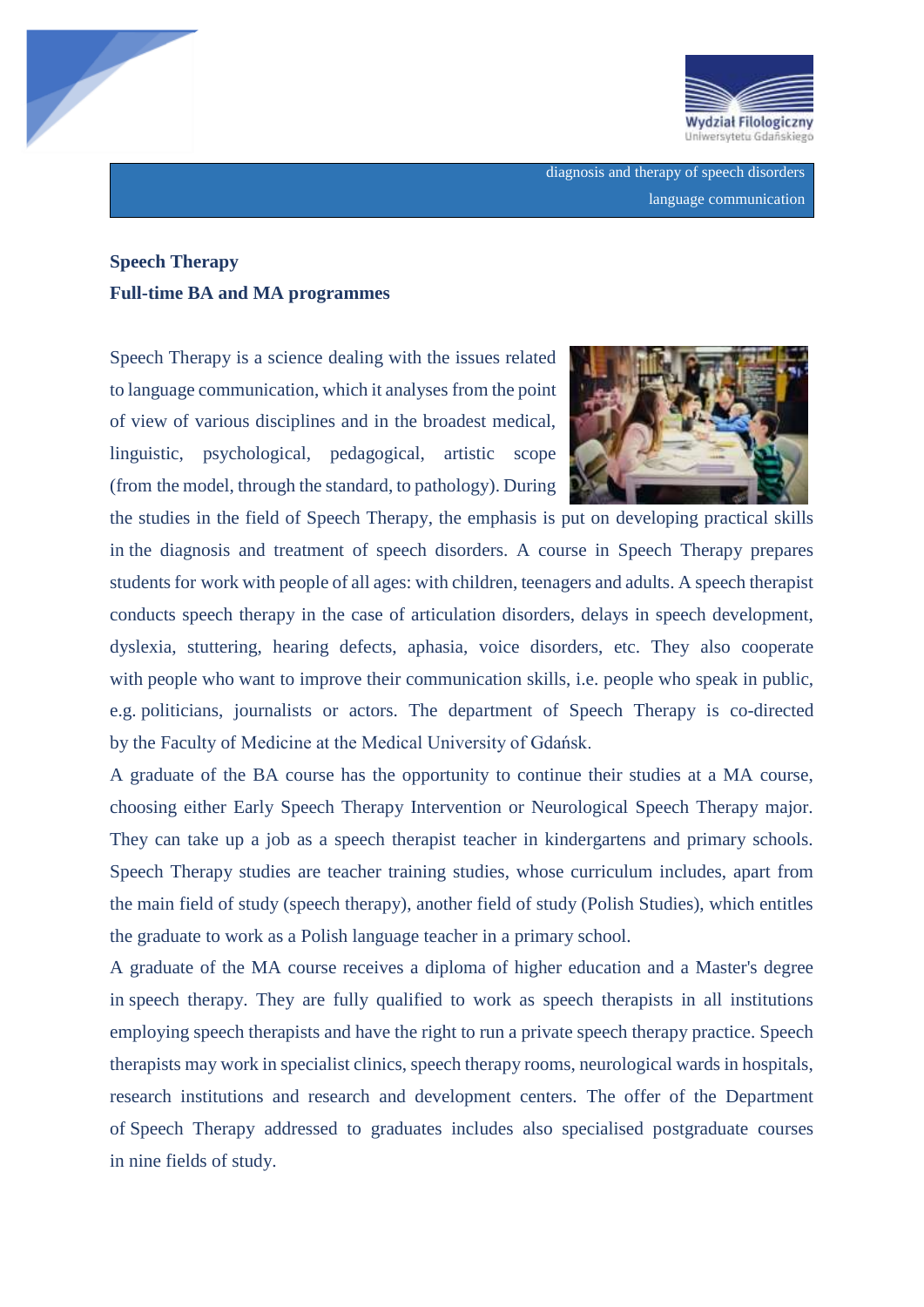diagnosis and therapy of speech disorders
language communication

**Speech Therapy**
**Full-time BA and MA programmes**

Speech Therapy is a science dealing with the issues related to language communication, which it analyses from the point of view of various disciplines and in the broadest medical, linguistic, psychological, pedagogical, artistic scope (from the model, through the standard, to pathology). During the studies in the field of Speech Therapy, the emphasis is put on developing practical skills in the diagnosis and treatment of speech disorders. A course in Speech Therapy prepares students for work with people of all ages: with children, teenagers and adults. A speech therapist conducts speech therapy in the case of articulation disorders, delays in speech development, dyslexia, stuttering, hearing defects, aphasia, voice disorders, etc. They also cooperate with people who want to improve their communication skills, i.e. people who speak in public, e.g. politicians, journalists or actors. The department of Speech Therapy is co-directed by the Faculty of Medicine at the Medical University of Gdańsk.

A graduate of the BA course has the opportunity to continue their studies at a MA course, choosing either Early Speech Therapy Intervention or Neurological Speech Therapy major. They can take up a job as a speech therapist teacher in kindergartens and primary schools. Speech Therapy studies are teacher training studies, whose curriculum includes, apart from the main field of study (speech therapy), another field of study (Polish Studies), which entitles the graduate to work as a Polish language teacher in a primary school.

A graduate of the MA course receives a diploma of higher education and a Master's degree in speech therapy. They are fully qualified to work as speech therapists in all institutions employing speech therapists and have the right to run a private speech therapy practice. Speech therapists may work in specialist clinics, speech therapy rooms, neurological wards in hospitals, research institutions and research and development centers. The offer of the Department of Speech Therapy addressed to graduates includes also specialised postgraduate courses in nine fields of study.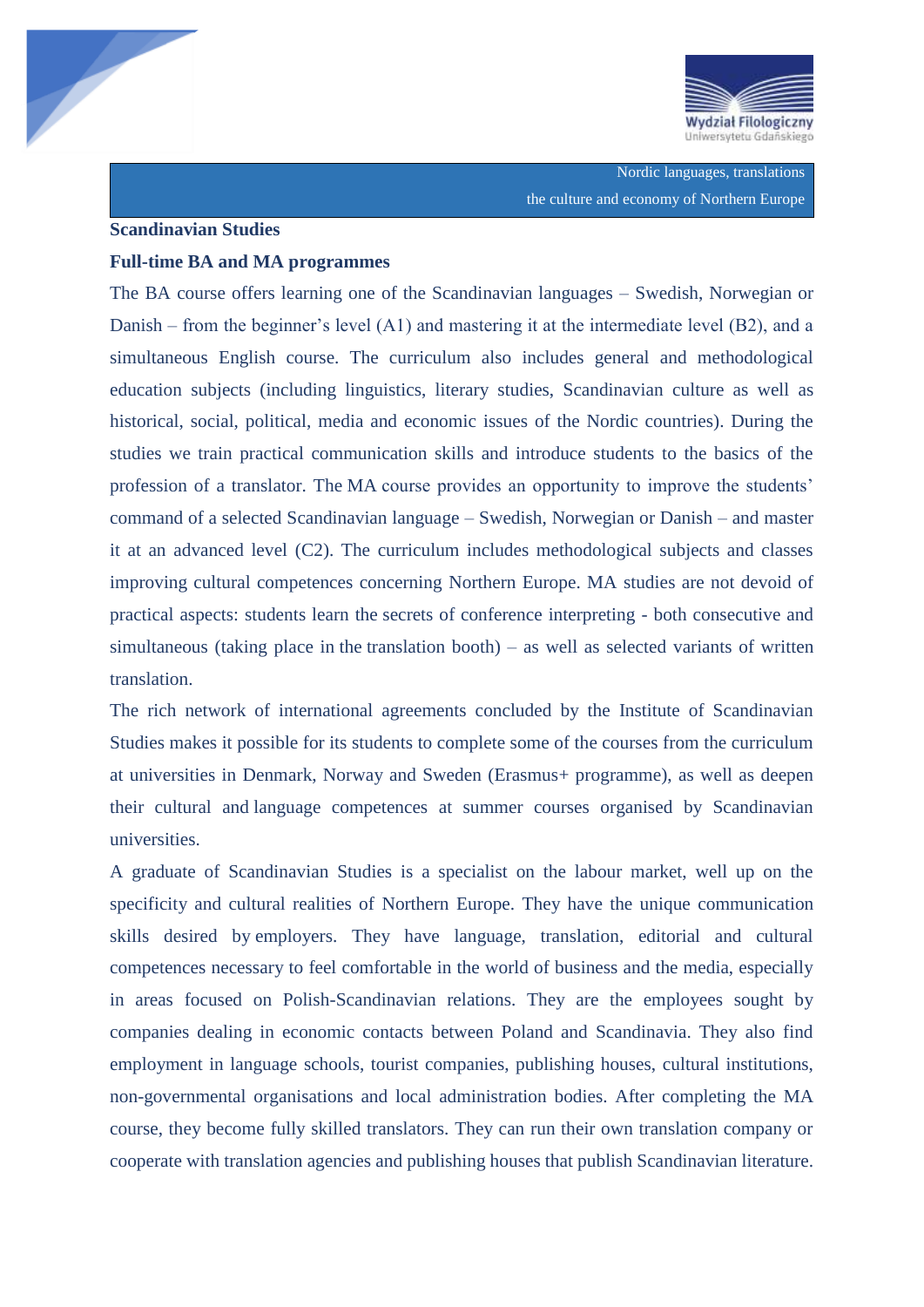Nordic languages, translations
the culture and economy of Northern Europe

## Scandinavian Studies

### Full-time BA and MA programmes

The BA course offers learning one of the Scandinavian languages – Swedish, Norwegian or Danish – from the beginner's level (A1) and mastering it at the intermediate level (B2), and a simultaneous English course. The curriculum also includes general and methodological education subjects (including linguistics, literary studies, Scandinavian culture as well as historical, social, political, media and economic issues of the Nordic countries). During the studies we train practical communication skills and introduce students to the basics of the profession of a translator. The MA course provides an opportunity to improve the students' command of a selected Scandinavian language – Swedish, Norwegian or Danish – and master it at an advanced level (C2). The curriculum includes methodological subjects and classes improving cultural competences concerning Northern Europe. MA studies are not devoid of practical aspects: students learn the secrets of conference interpreting - both consecutive and simultaneous (taking place in the translation booth) – as well as selected variants of written translation.

The rich network of international agreements concluded by the Institute of Scandinavian Studies makes it possible for its students to complete some of the courses from the curriculum at universities in Denmark, Norway and Sweden (Erasmus+ programme), as well as deepen their cultural and language competences at summer courses organised by Scandinavian universities.

A graduate of Scandinavian Studies is a specialist on the labour market, well up on the specificity and cultural realities of Northern Europe. They have the unique communication skills desired by employers. They have language, translation, editorial and cultural competences necessary to feel comfortable in the world of business and the media, especially in areas focused on Polish-Scandinavian relations. They are the employees sought by companies dealing in economic contacts between Poland and Scandinavia. They also find employment in language schools, tourist companies, publishing houses, cultural institutions, non-governmental organisations and local administration bodies. After completing the MA course, they become fully skilled translators. They can run their own translation company or cooperate with translation agencies and publishing houses that publish Scandinavian literature.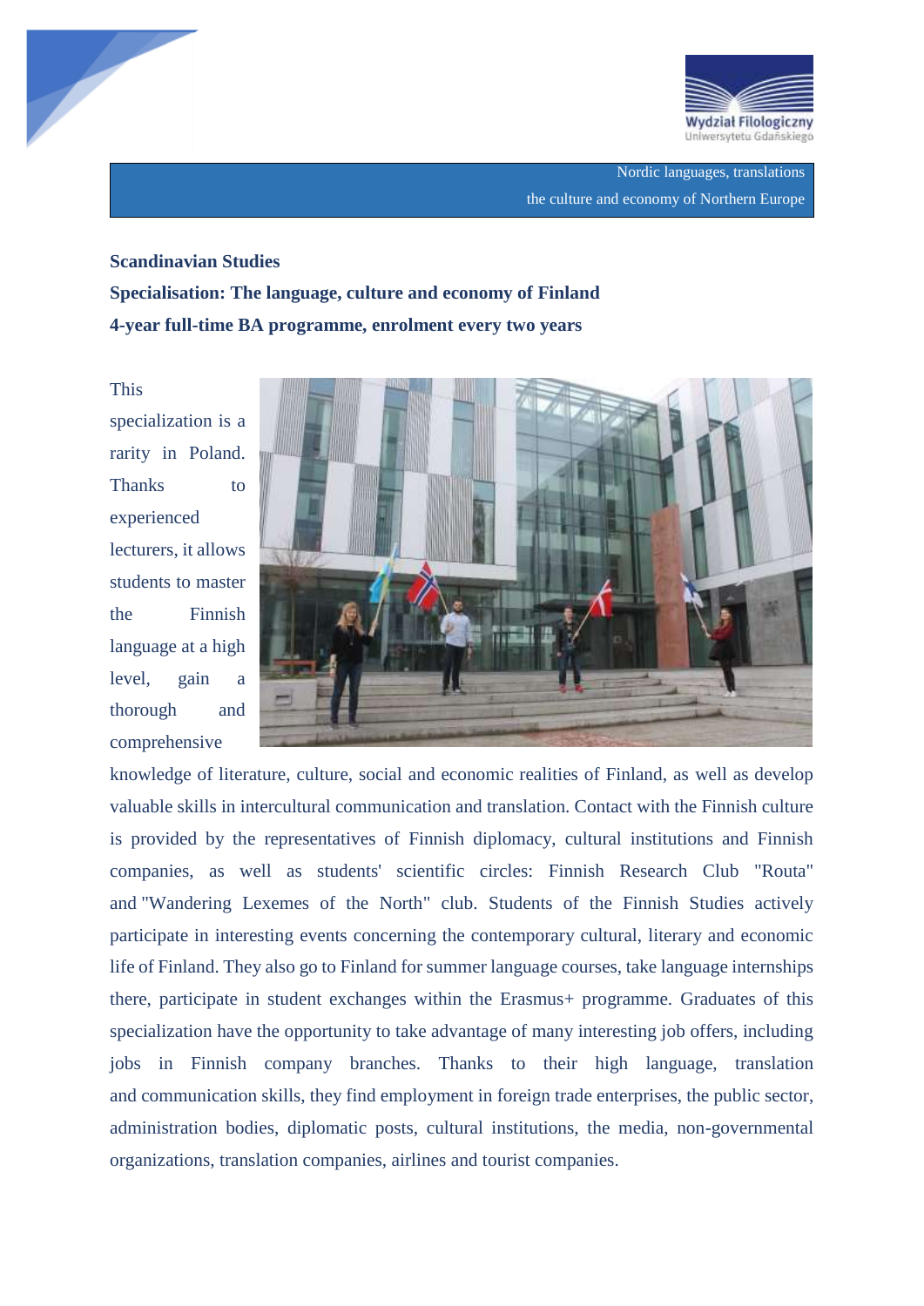Nordic languages, translations

the culture and economy of Northern Europe

**Scandinavian Studies**

**Specialisation: The language, culture and economy of Finland**

**4-year full-time BA programme, enrolment every two years**

This specialization is a rarity in Poland. Thanks to experienced lecturers, it allows students to master the Finnish language at a high level, gain a thorough and comprehensive knowledge of literature, culture, social and economic realities of Finland, as well as develop valuable skills in intercultural communication and translation. Contact with the Finnish culture is provided by the representatives of Finnish diplomacy, cultural institutions and Finnish companies, as well as students' scientific circles: Finnish Research Club "Routa" and "Wandering Lexemes of the North" club. Students of the Finnish Studies actively participate in interesting events concerning the contemporary cultural, literary and economic life of Finland. They also go to Finland for summer language courses, take language internships there, participate in student exchanges within the Erasmus+ programme. Graduates of this specialization have the opportunity to take advantage of many interesting job offers, including jobs in Finnish company branches. Thanks to their high language, translation and communication skills, they find employment in foreign trade enterprises, the public sector, administration bodies, diplomatic posts, cultural institutions, the media, non-governmental organizations, translation companies, airlines and tourist companies.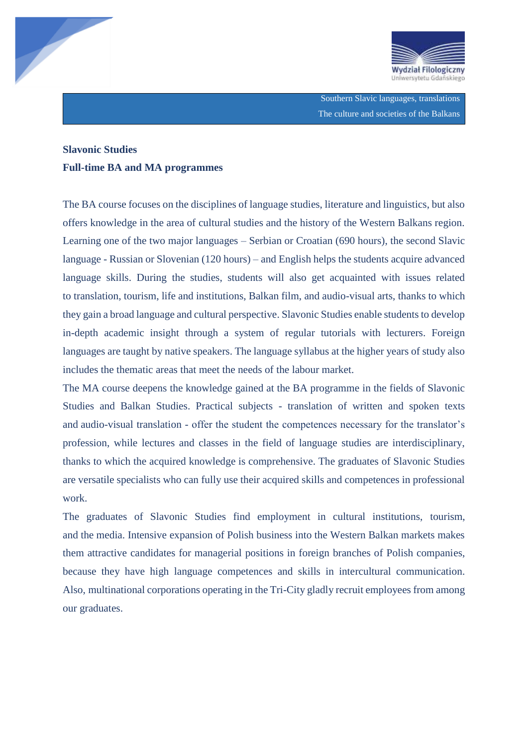Southern Slavic languages, translations
The culture and societies of the Balkans

**Slavonic Studies**
**Full-time BA and MA programmes**

The BA course focuses on the disciplines of language studies, literature and linguistics, but also offers knowledge in the area of cultural studies and the history of the Western Balkans region. Learning one of the two major languages – Serbian or Croatian (690 hours), the second Slavic language - Russian or Slovenian (120 hours) – and English helps the students acquire advanced language skills. During the studies, students will also get acquainted with issues related to translation, tourism, life and institutions, Balkan film, and audio-visual arts, thanks to which they gain a broad language and cultural perspective. Slavonic Studies enable students to develop in-depth academic insight through a system of regular tutorials with lecturers. Foreign languages are taught by native speakers. The language syllabus at the higher years of study also includes the thematic areas that meet the needs of the labour market.

The MA course deepens the knowledge gained at the BA programme in the fields of Slavonic Studies and Balkan Studies. Practical subjects - translation of written and spoken texts and audio-visual translation - offer the student the competences necessary for the translator's profession, while lectures and classes in the field of language studies are interdisciplinary, thanks to which the acquired knowledge is comprehensive. The graduates of Slavonic Studies are versatile specialists who can fully use their acquired skills and competences in professional work.

The graduates of Slavonic Studies find employment in cultural institutions, tourism, and the media. Intensive expansion of Polish business into the Western Balkan markets makes them attractive candidates for managerial positions in foreign branches of Polish companies, because they have high language competences and skills in intercultural communication. Also, multinational corporations operating in the Tri-City gladly recruit employees from among our graduates.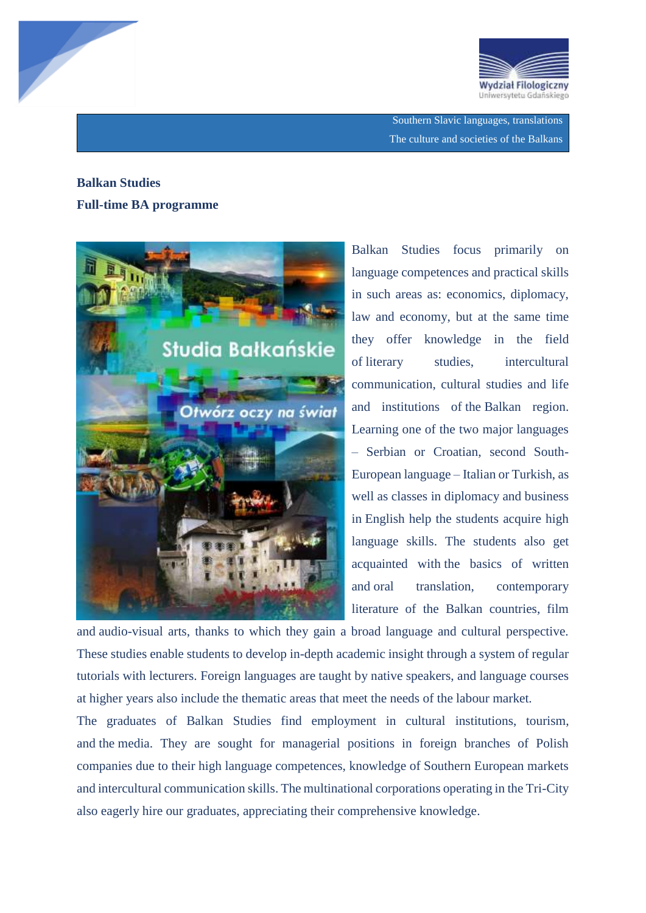Southern Slavic languages, translations
The culture and societies of the Balkans

**Balkan Studies**

**Full-time BA programme**

Balkan Studies focus primarily on language competences and practical skills in such areas as: economics, diplomacy, law and economy, but at the same time they offer knowledge in the field of literary studies, intercultural communication, cultural studies and life and institutions of the Balkan region. Learning one of the two major languages – Serbian or Croatian, second South-European language – Italian or Turkish, as well as classes in diplomacy and business in English help the students acquire high language skills. The students also get acquainted with the basics of written and oral translation, contemporary literature of the Balkan countries, film and audio-visual arts, thanks to which they gain a broad language and cultural perspective. These studies enable students to develop in-depth academic insight through a system of regular tutorials with lecturers. Foreign languages are taught by native speakers, and language courses at higher years also include the thematic areas that meet the needs of the labour market.

The graduates of Balkan Studies find employment in cultural institutions, tourism, and the media. They are sought for managerial positions in foreign branches of Polish companies due to their high language competences, knowledge of Southern European markets and intercultural communication skills. The multinational corporations operating in the Tri-City also eagerly hire our graduates, appreciating their comprehensive knowledge.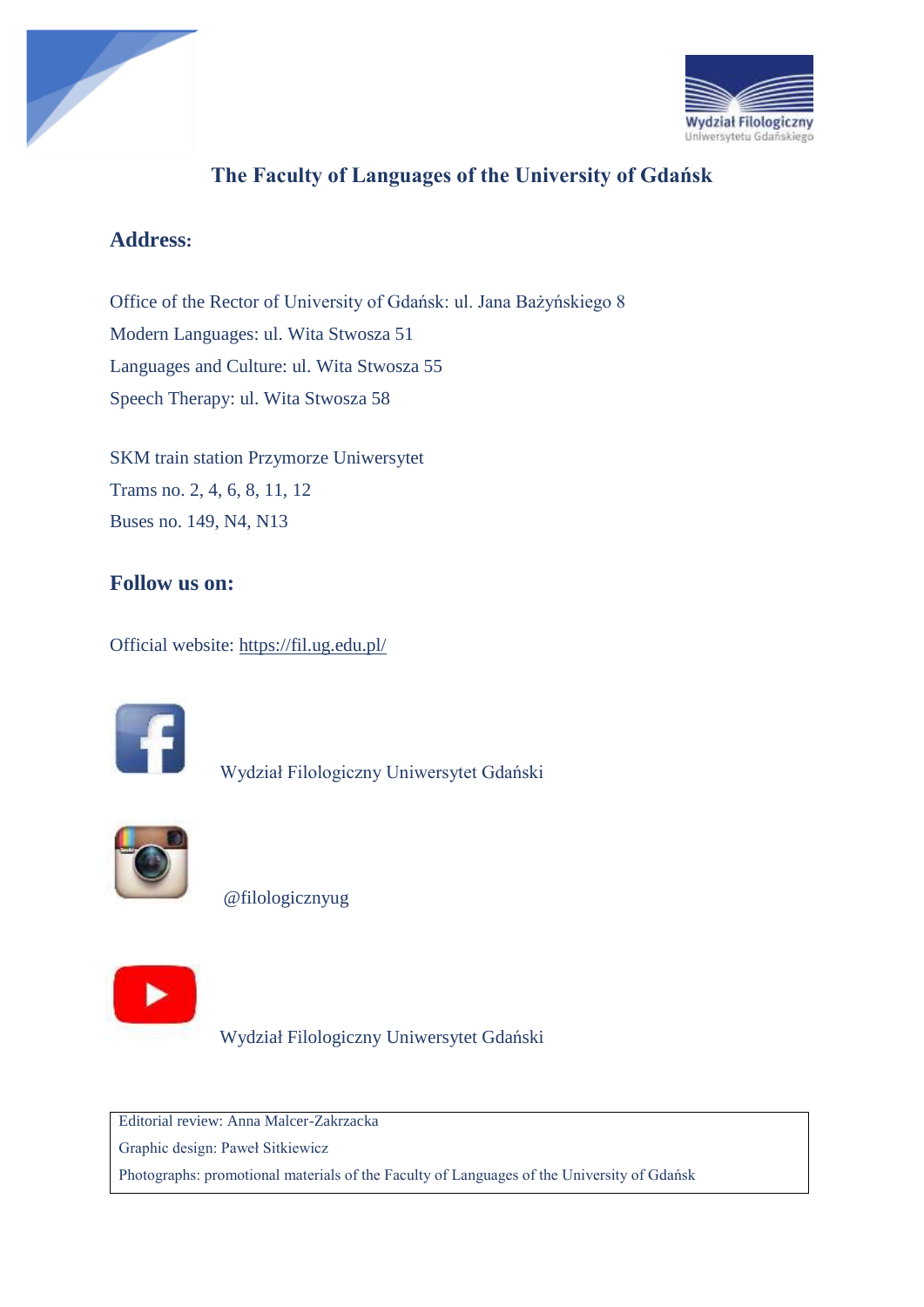# The Faculty of Languages of the University of Gdańsk

## Address:

Office of the Rector of University of Gdańsk: ul. Jana Bażyńskiego 8
Modern Languages: ul. Wita Stwosza 51
Languages and Culture: ul. Wita Stwosza 55
Speech Therapy: ul. Wita Stwosza 58

SKM train station Przymorze Uniwersytet
Trams no. 2, 4, 6, 8, 11, 12
Buses no. 149, N4, N13

## Follow us on:

Official website: https://fil.ug.edu.pl/

Wydział Filologiczny Uniwersytet Gdański

@filologicznyug

Wydział Filologiczny Uniwersytet Gdański

Editorial review: Anna Malcer-Zakrzacka
Graphic design: Paweł Sitkiewicz
Photographs: promotional materials of the Faculty of Languages of the University of Gdańsk